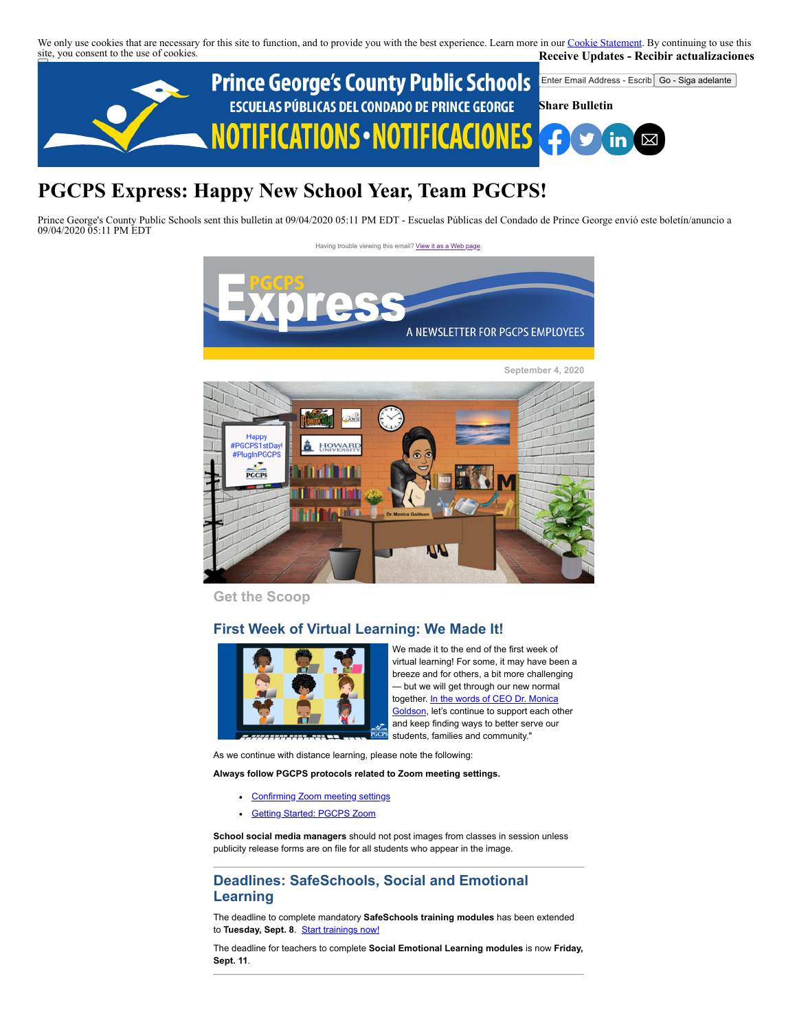We only use cookies that are necessary for this site to function, and to provide you with the best experience. Learn more in our Cookie Statement. By continuing to use this site, you consent to the use of cookies.

**Receive Updates - Recibir actualizaciones**

Enter Email Address - Escrib | Go - Siga adelante

**Share Bulletin**

# PGCPS Express: Happy New School Year, Team PGCPS!

Prince George's County Public Schools sent this bulletin at 09/04/2020 05:11 PM EDT - Escuelas Públicas del Condado de Prince George envió este boletín/anuncio a 09/04/2020 05:11 PM EDT

Having trouble viewing this email? View it as a Web page.

September 4, 2020

## Get the Scoop

### First Week of Virtual Learning: We Made It!

We made it to the end of the first week of virtual learning! For some, it may have been a breeze and for others, a bit more challenging — but we will get through our new normal together. In the words of CEO Dr. Monica Goldson, let's continue to support each other and keep finding ways to better serve our students, families and community."

As we continue with distance learning, please note the following:

**Always follow PGCPS protocols related to Zoom meeting settings.**

- Confirming Zoom meeting settings
- Getting Started: PGCPS Zoom

**School social media managers** should not post images from classes in session unless publicity release forms are on file for all students who appear in the image.

### Deadlines: SafeSchools, Social and Emotional Learning

The deadline to complete mandatory **SafeSchools training modules** has been extended to **Tuesday, Sept. 8**. Start trainings now!

The deadline for teachers to complete **Social Emotional Learning modules** is now **Friday, Sept. 11**.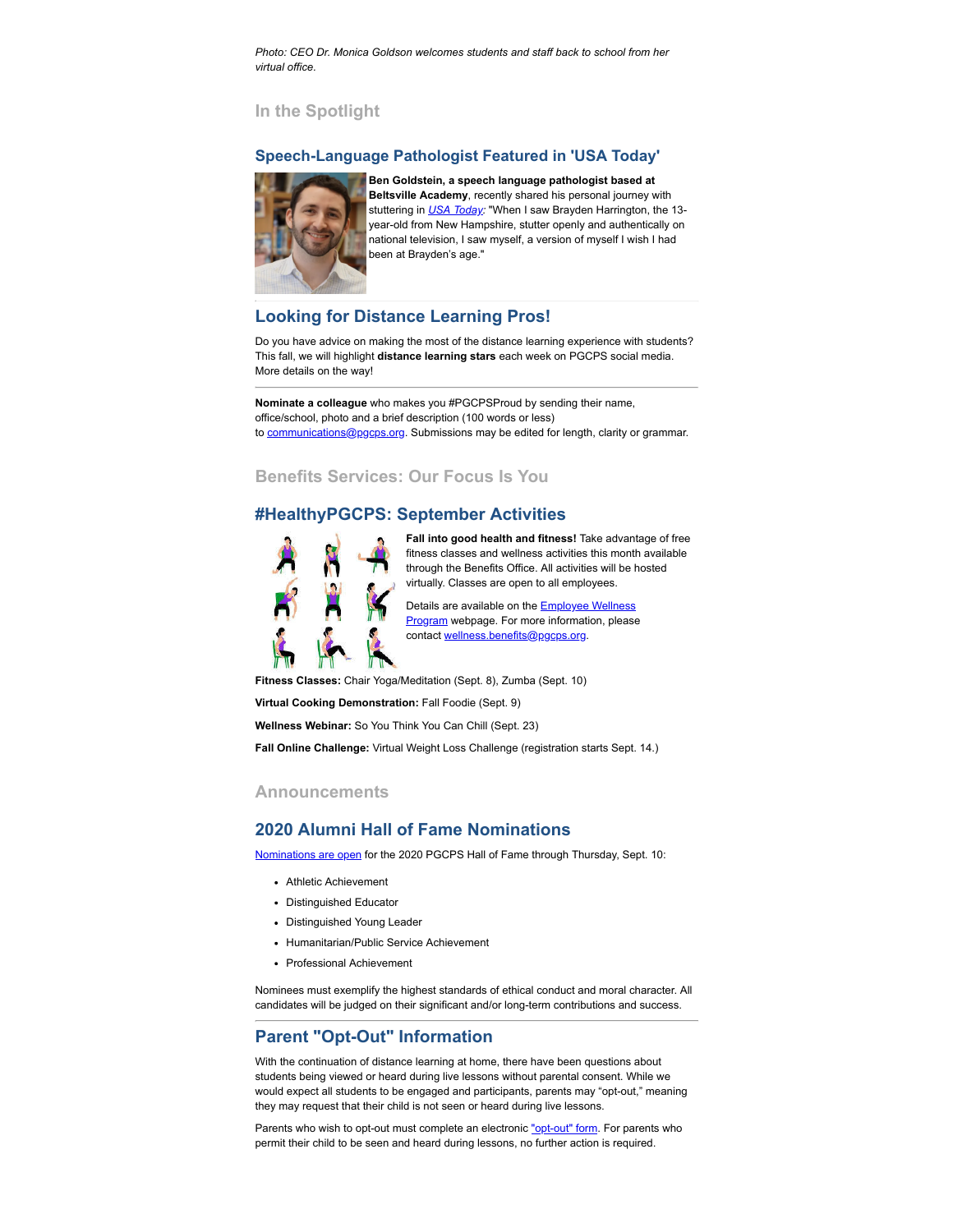*Photo: CEO Dr. Monica Goldson welcomes students and staff back to school from her virtual office.*

## In the Spotlight

### Speech-Language Pathologist Featured in 'USA Today'

**Ben Goldstein, a speech language pathologist based at Beltsville Academy**, recently shared his personal journey with stuttering in *USA Today*: "When I saw Brayden Harrington, the 13-year-old from New Hampshire, stutter openly and authentically on national television, I saw myself, a version of myself I wish I had been at Brayden's age."

### Looking for Distance Learning Pros!

Do you have advice on making the most of the distance learning experience with students? This fall, we will highlight **distance learning stars** each week on PGCPS social media. More details on the way!

---

**Nominate a colleague** who makes you #PGCPSProud by sending their name, office/school, photo and a brief description (100 words or less) to communications@pgcps.org. Submissions may be edited for length, clarity or grammar.

## Benefits Services: Our Focus Is You

### #HealthyPGCPS: September Activities

**Fall into good health and fitness!** Take advantage of free fitness classes and wellness activities this month available through the Benefits Office. All activities will be hosted virtually. Classes are open to all employees.

Details are available on the Employee Wellness Program webpage. For more information, please contact wellness.benefits@pgcps.org.

**Fitness Classes:** Chair Yoga/Meditation (Sept. 8), Zumba (Sept. 10)

**Virtual Cooking Demonstration:** Fall Foodie (Sept. 9)

**Wellness Webinar:** So You Think You Can Chill (Sept. 23)

**Fall Online Challenge:** Virtual Weight Loss Challenge (registration starts Sept. 14.)

## Announcements

### 2020 Alumni Hall of Fame Nominations

Nominations are open for the 2020 PGCPS Hall of Fame through Thursday, Sept. 10:

- Athletic Achievement
- Distinguished Educator
- Distinguished Young Leader
- Humanitarian/Public Service Achievement
- Professional Achievement

Nominees must exemplify the highest standards of ethical conduct and moral character. All candidates will be judged on their significant and/or long-term contributions and success.

---

### Parent "Opt-Out" Information

With the continuation of distance learning at home, there have been questions about students being viewed or heard during live lessons without parental consent. While we would expect all students to be engaged and participants, parents may "opt-out," meaning they may request that their child is not seen or heard during live lessons.

Parents who wish to opt-out must complete an electronic "opt-out" form. For parents who permit their child to be seen and heard during lessons, no further action is required.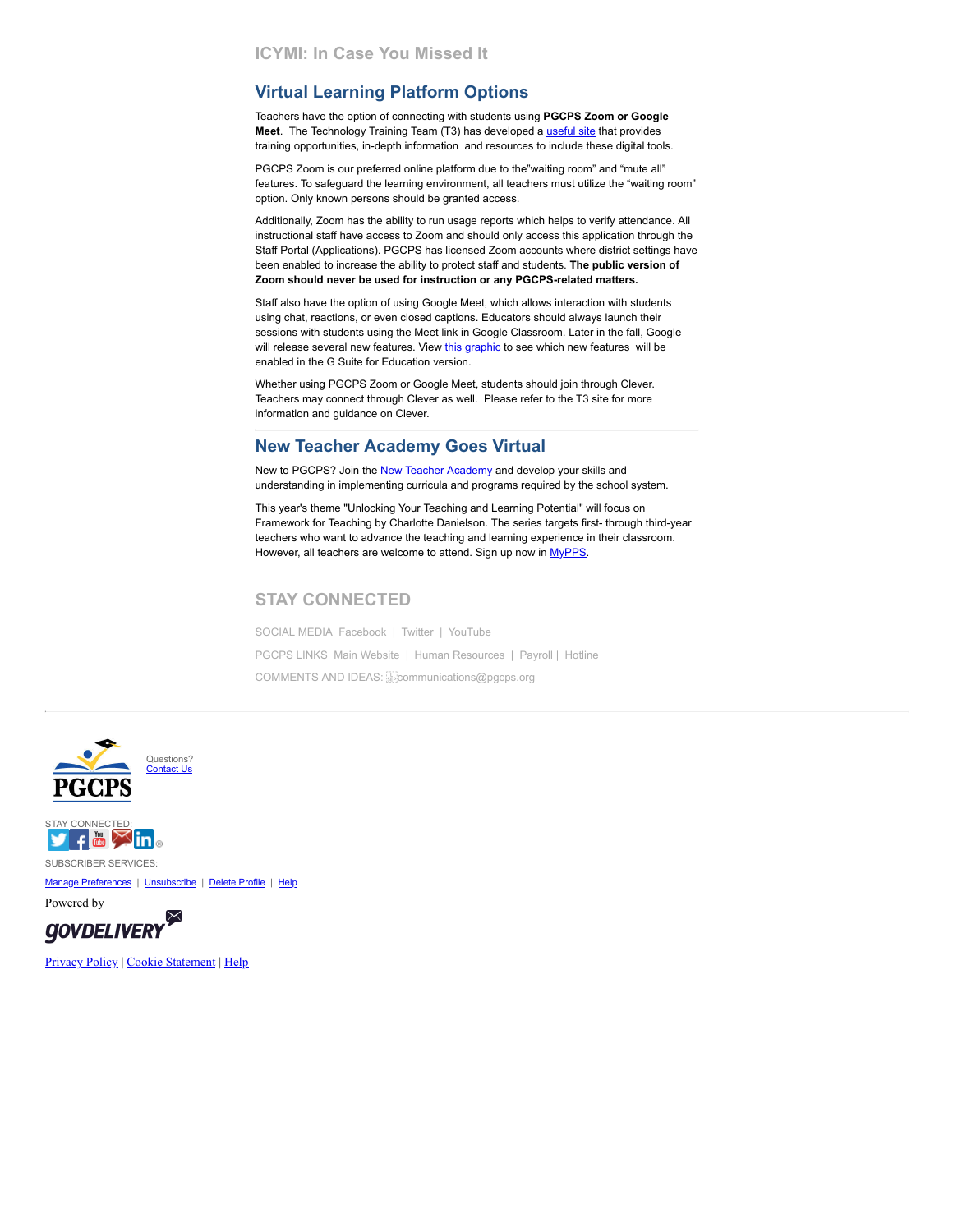## ICYMI: In Case You Missed It

## Virtual Learning Platform Options

Teachers have the option of connecting with students using **PGCPS Zoom or Google Meet**. The Technology Training Team (T3) has developed a useful site that provides training opportunities, in-depth information and resources to include these digital tools.

PGCPS Zoom is our preferred online platform due to the"waiting room" and "mute all" features. To safeguard the learning environment, all teachers must utilize the "waiting room" option. Only known persons should be granted access.

Additionally, Zoom has the ability to run usage reports which helps to verify attendance. All instructional staff have access to Zoom and should only access this application through the Staff Portal (Applications). PGCPS has licensed Zoom accounts where district settings have been enabled to increase the ability to protect staff and students. **The public version of Zoom should never be used for instruction or any PGCPS-related matters.**

Staff also have the option of using Google Meet, which allows interaction with students using chat, reactions, or even closed captions. Educators should always launch their sessions with students using the Meet link in Google Classroom. Later in the fall, Google will release several new features. View this graphic to see which new features will be enabled in the G Suite for Education version.

Whether using PGCPS Zoom or Google Meet, students should join through Clever. Teachers may connect through Clever as well. Please refer to the T3 site for more information and guidance on Clever.

---

## New Teacher Academy Goes Virtual

New to PGCPS? Join the New Teacher Academy and develop your skills and understanding in implementing curricula and programs required by the school system.

This year's theme "Unlocking Your Teaching and Learning Potential" will focus on Framework for Teaching by Charlotte Danielson. The series targets first- through third-year teachers who want to advance the teaching and learning experience in their classroom. However, all teachers are welcome to attend. Sign up now in MyPPS.

## STAY CONNECTED

SOCIAL MEDIA Facebook | Twitter | YouTube

PGCPS LINKS Main Website | Human Resources | Payroll | Hotline

COMMENTS AND IDEAS: communications@pgcps.org

---

PGCPS

Questions?
Contact Us

STAY CONNECTED:

SUBSCRIBER SERVICES:

Manage Preferences | Unsubscribe | Delete Profile | Help

Powered by

GOVDELIVERY

Privacy Policy | Cookie Statement | Help